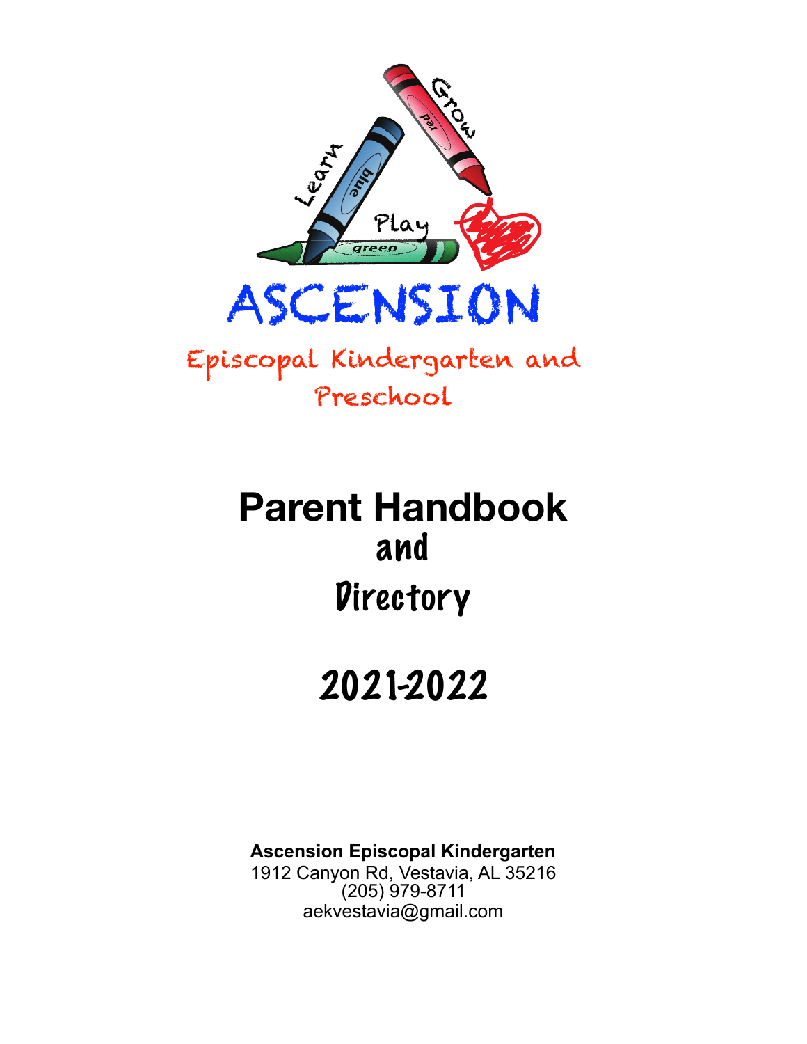Learn

Grow

Play

# ASCENSION

## Episcopal Kindergarten and Preschool

# Parent Handbook

## and

## Directory

## 2021-2022

**Ascension Episcopal Kindergarten**
1912 Canyon Rd, Vestavia, AL 35216
(205) 979-8711
aekvestavia@gmail.com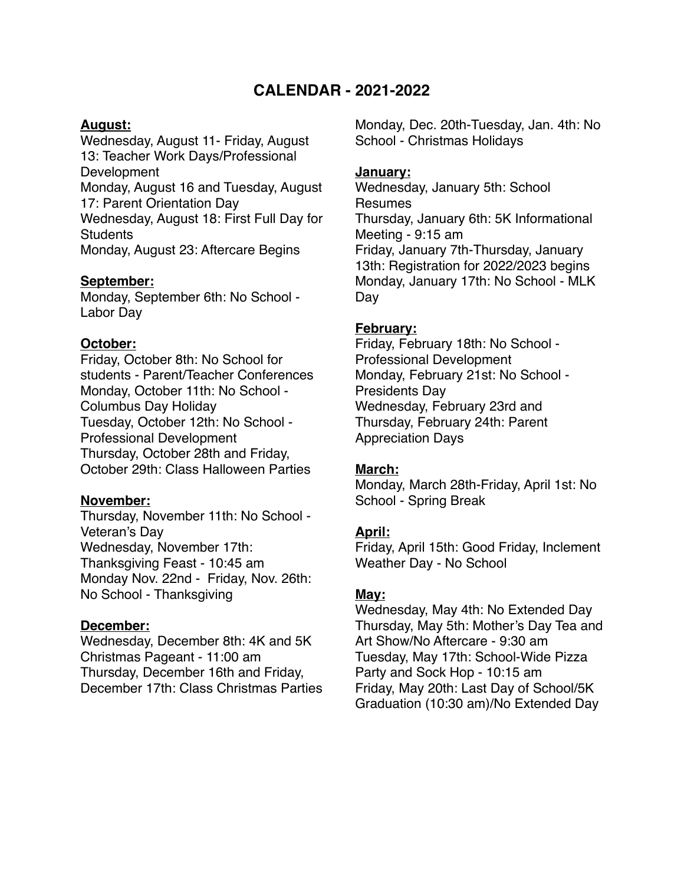# CALENDAR - 2021-2022

## August:

Wednesday, August 11- Friday, August 13: Teacher Work Days/Professional Development
Monday, August 16 and Tuesday, August 17: Parent Orientation Day
Wednesday, August 18: First Full Day for Students
Monday, August 23: Aftercare Begins

## September:

Monday, September 6th: No School - Labor Day

## October:

Friday, October 8th: No School for students - Parent/Teacher Conferences
Monday, October 11th: No School - Columbus Day Holiday
Tuesday, October 12th: No School - Professional Development
Thursday, October 28th and Friday, October 29th: Class Halloween Parties

## November:

Thursday, November 11th: No School - Veteran's Day
Wednesday, November 17th: Thanksgiving Feast - 10:45 am
Monday Nov. 22nd - Friday, Nov. 26th: No School - Thanksgiving

## December:

Wednesday, December 8th: 4K and 5K Christmas Pageant - 11:00 am
Thursday, December 16th and Friday, December 17th: Class Christmas Parties
Monday, Dec. 20th-Tuesday, Jan. 4th: No School - Christmas Holidays

## January:

Wednesday, January 5th: School Resumes
Thursday, January 6th: 5K Informational Meeting - 9:15 am
Friday, January 7th-Thursday, January 13th: Registration for 2022/2023 begins
Monday, January 17th: No School - MLK Day

## February:

Friday, February 18th: No School - Professional Development
Monday, February 21st: No School - Presidents Day
Wednesday, February 23rd and Thursday, February 24th: Parent Appreciation Days

## March:

Monday, March 28th-Friday, April 1st: No School - Spring Break

## April:

Friday, April 15th: Good Friday, Inclement Weather Day - No School

## May:

Wednesday, May 4th: No Extended Day
Thursday, May 5th: Mother's Day Tea and Art Show/No Aftercare - 9:30 am
Tuesday, May 17th: School-Wide Pizza Party and Sock Hop - 10:15 am
Friday, May 20th: Last Day of School/5K Graduation (10:30 am)/No Extended Day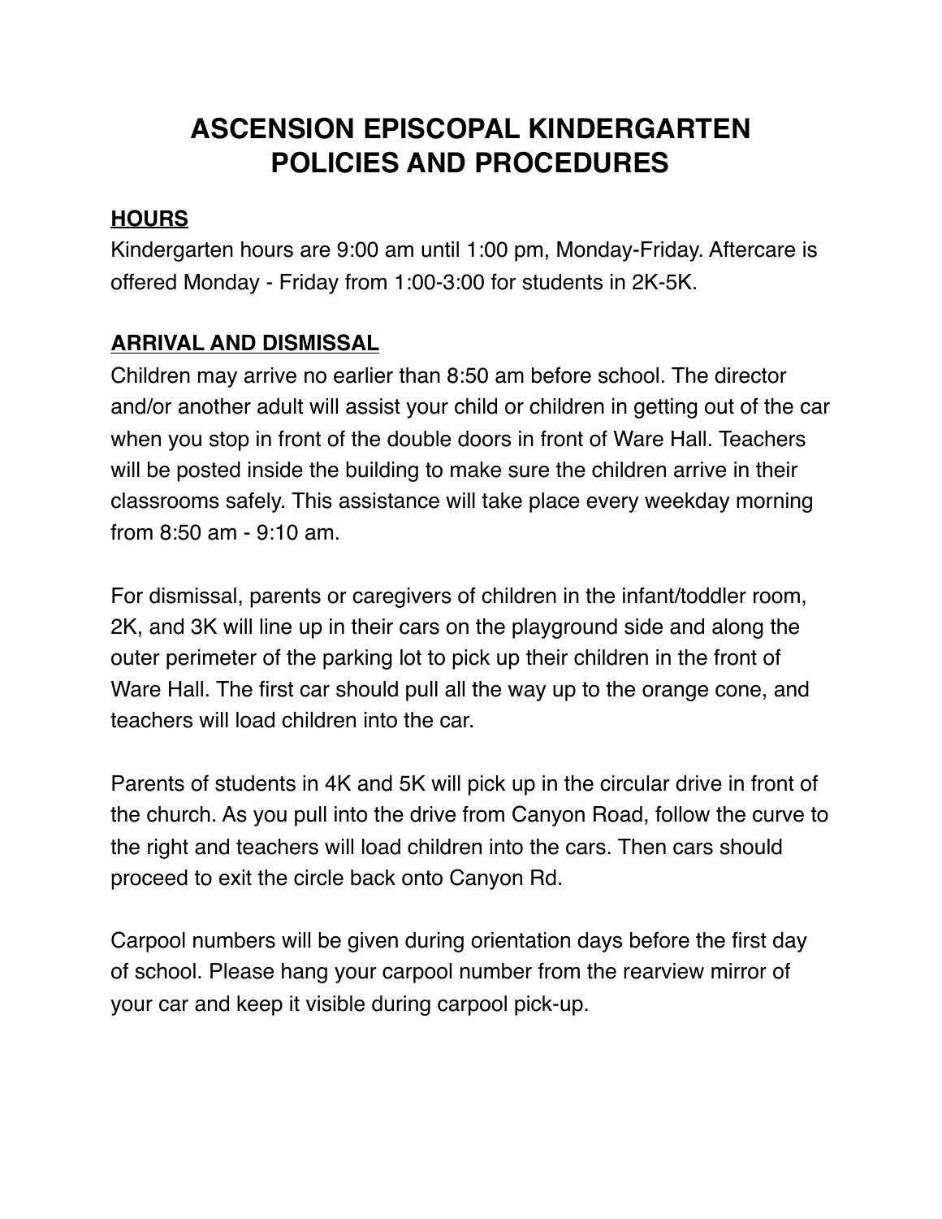# ASCENSION EPISCOPAL KINDERGARTEN POLICIES AND PROCEDURES

## HOURS

Kindergarten hours are 9:00 am until 1:00 pm, Monday-Friday. Aftercare is offered Monday - Friday from 1:00-3:00 for students in 2K-5K.

## ARRIVAL AND DISMISSAL

Children may arrive no earlier than 8:50 am before school. The director and/or another adult will assist your child or children in getting out of the car when you stop in front of the double doors in front of Ware Hall. Teachers will be posted inside the building to make sure the children arrive in their classrooms safely. This assistance will take place every weekday morning from 8:50 am - 9:10 am.

For dismissal, parents or caregivers of children in the infant/toddler room, 2K, and 3K will line up in their cars on the playground side and along the outer perimeter of the parking lot to pick up their children in the front of Ware Hall. The first car should pull all the way up to the orange cone, and teachers will load children into the car.

Parents of students in 4K and 5K will pick up in the circular drive in front of the church. As you pull into the drive from Canyon Road, follow the curve to the right and teachers will load children into the cars. Then cars should proceed to exit the circle back onto Canyon Rd.

Carpool numbers will be given during orientation days before the first day of school. Please hang your carpool number from the rearview mirror of your car and keep it visible during carpool pick-up.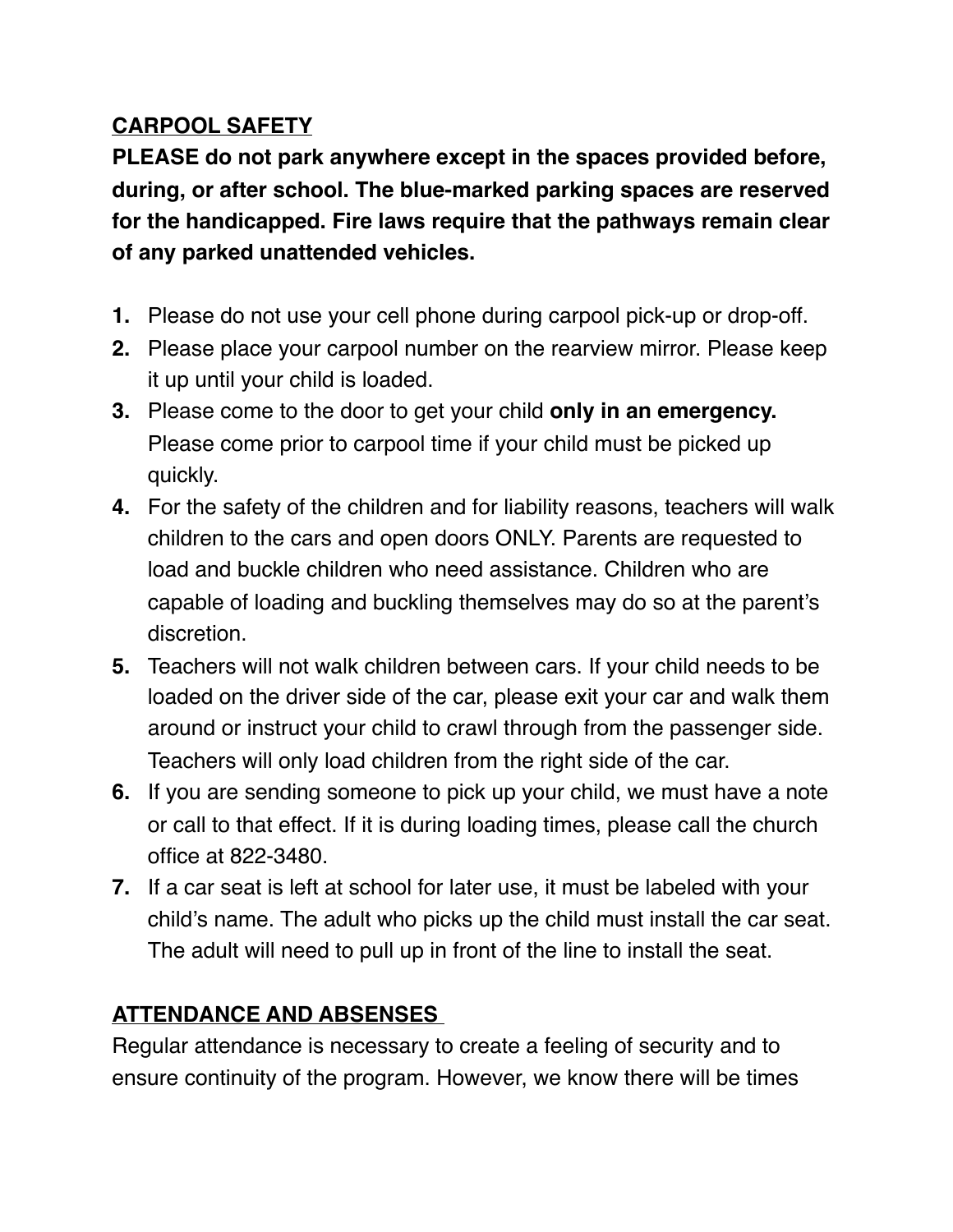## <u>CARPOOL SAFETY</u>

**PLEASE do not park anywhere except in the spaces provided before, during, or after school. The blue-marked parking spaces are reserved for the handicapped. Fire laws require that the pathways remain clear of any parked unattended vehicles.**

1. Please do not use your cell phone during carpool pick-up or drop-off.
2. Please place your carpool number on the rearview mirror. Please keep it up until your child is loaded.
3. Please come to the door to get your child **only in an emergency.** Please come prior to carpool time if your child must be picked up quickly.
4. For the safety of the children and for liability reasons, teachers will walk children to the cars and open doors ONLY. Parents are requested to load and buckle children who need assistance. Children who are capable of loading and buckling themselves may do so at the parent's discretion.
5. Teachers will not walk children between cars. If your child needs to be loaded on the driver side of the car, please exit your car and walk them around or instruct your child to crawl through from the passenger side. Teachers will only load children from the right side of the car.
6. If you are sending someone to pick up your child, we must have a note or call to that effect. If it is during loading times, please call the church office at 822-3480.
7. If a car seat is left at school for later use, it must be labeled with your child's name. The adult who picks up the child must install the car seat. The adult will need to pull up in front of the line to install the seat.

## <u>ATTENDANCE AND ABSENSES</u>

Regular attendance is necessary to create a feeling of security and to ensure continuity of the program. However, we know there will be times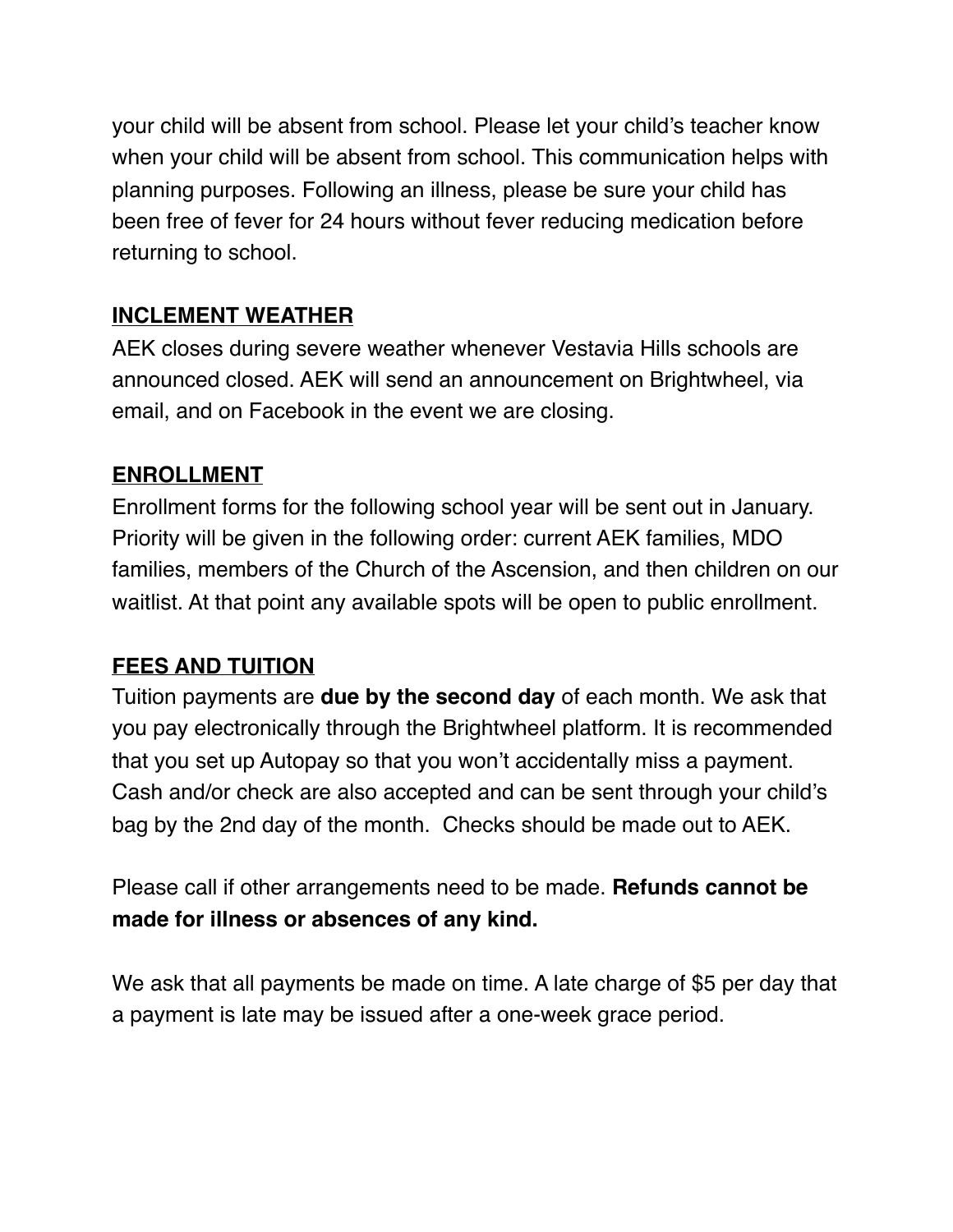your child will be absent from school. Please let your child's teacher know when your child will be absent from school. This communication helps with planning purposes. Following an illness, please be sure your child has been free of fever for 24 hours without fever reducing medication before returning to school.

## INCLEMENT WEATHER

AEK closes during severe weather whenever Vestavia Hills schools are announced closed. AEK will send an announcement on Brightwheel, via email, and on Facebook in the event we are closing.

## ENROLLMENT

Enrollment forms for the following school year will be sent out in January. Priority will be given in the following order: current AEK families, MDO families, members of the Church of the Ascension, and then children on our waitlist. At that point any available spots will be open to public enrollment.

## FEES AND TUITION

Tuition payments are **due by the second day** of each month. We ask that you pay electronically through the Brightwheel platform. It is recommended that you set up Autopay so that you won't accidentally miss a payment. Cash and/or check are also accepted and can be sent through your child's bag by the 2nd day of the month. Checks should be made out to AEK.

Please call if other arrangements need to be made. **Refunds cannot be made for illness or absences of any kind.**

We ask that all payments be made on time. A late charge of $5 per day that a payment is late may be issued after a one-week grace period.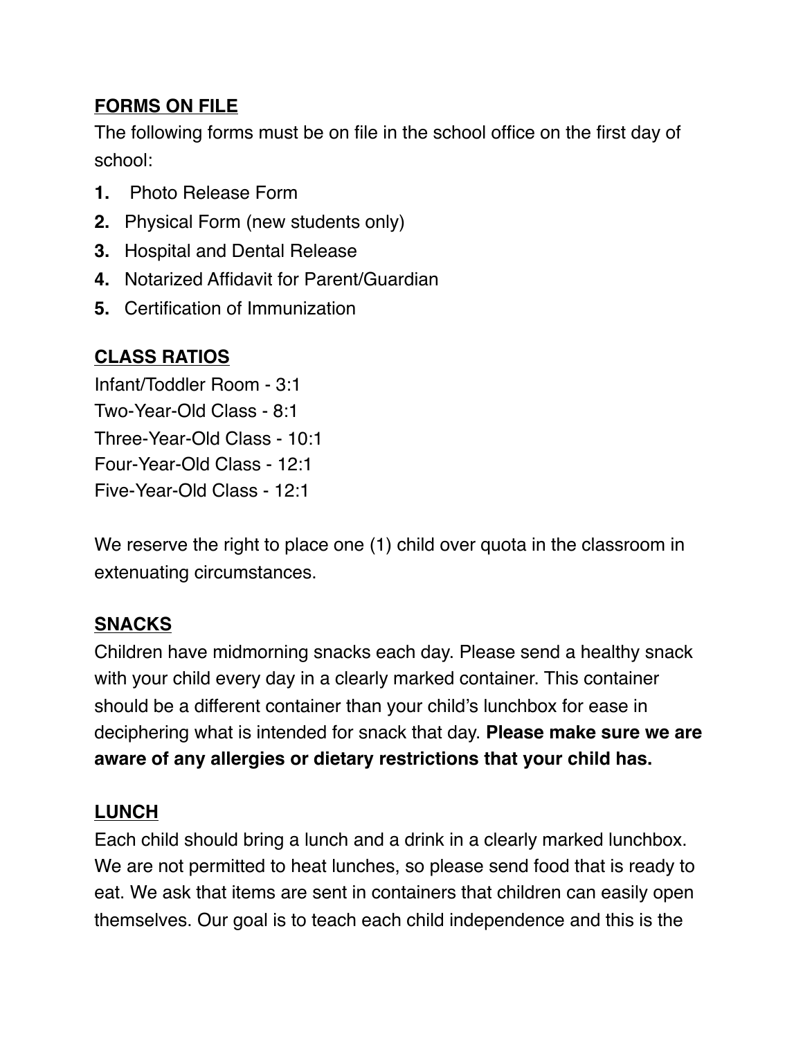## FORMS ON FILE

The following forms must be on file in the school office on the first day of school:

1. Photo Release Form
2. Physical Form (new students only)
3. Hospital and Dental Release
4. Notarized Affidavit for Parent/Guardian
5. Certification of Immunization

## CLASS RATIOS

Infant/Toddler Room - 3:1
Two-Year-Old Class - 8:1
Three-Year-Old Class - 10:1
Four-Year-Old Class - 12:1
Five-Year-Old Class - 12:1

We reserve the right to place one (1) child over quota in the classroom in extenuating circumstances.

## SNACKS

Children have midmorning snacks each day. Please send a healthy snack with your child every day in a clearly marked container. This container should be a different container than your child's lunchbox for ease in deciphering what is intended for snack that day. **Please make sure we are aware of any allergies or dietary restrictions that your child has.**

## LUNCH

Each child should bring a lunch and a drink in a clearly marked lunchbox. We are not permitted to heat lunches, so please send food that is ready to eat. We ask that items are sent in containers that children can easily open themselves. Our goal is to teach each child independence and this is the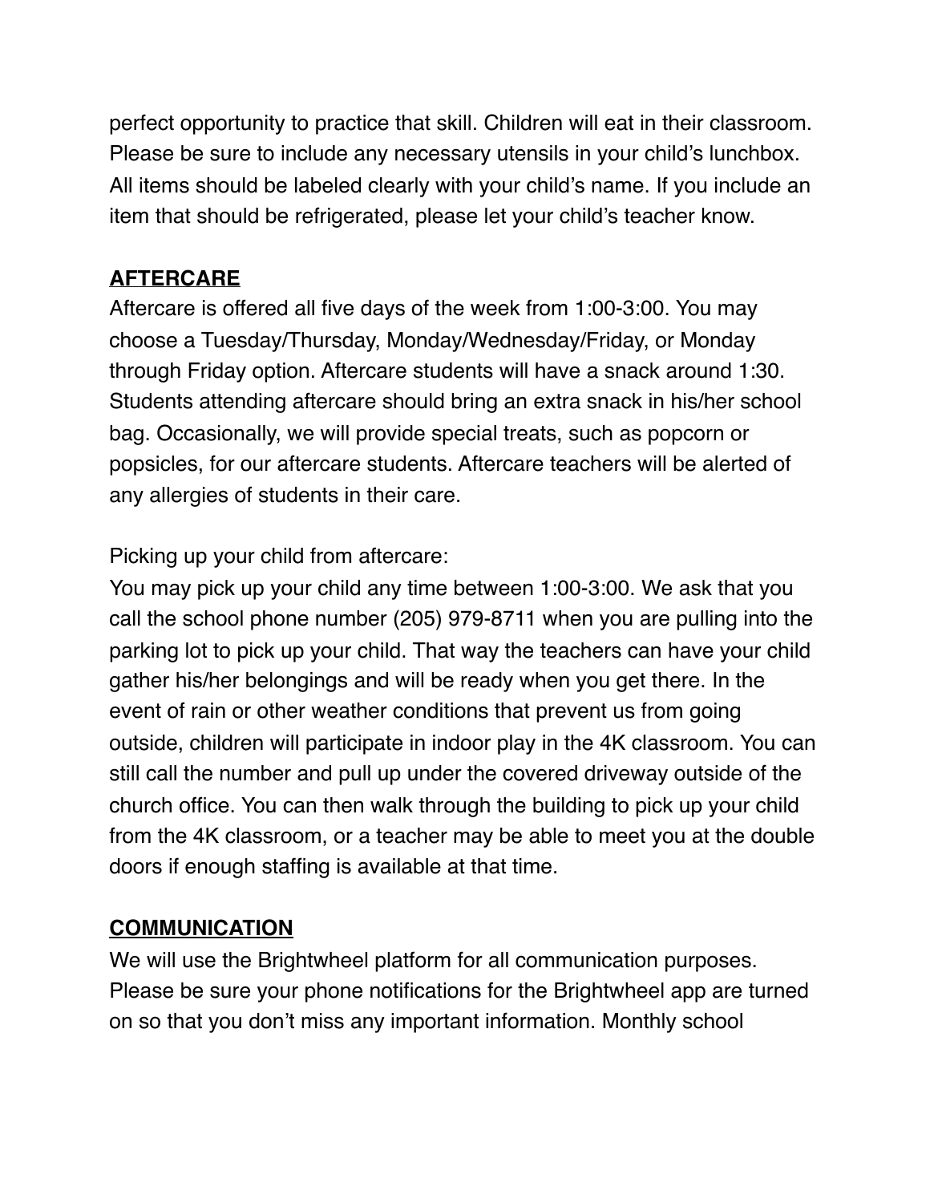perfect opportunity to practice that skill. Children will eat in their classroom. Please be sure to include any necessary utensils in your child's lunchbox. All items should be labeled clearly with your child's name. If you include an item that should be refrigerated, please let your child's teacher know.

## AFTERCARE

Aftercare is offered all five days of the week from 1:00-3:00. You may choose a Tuesday/Thursday, Monday/Wednesday/Friday, or Monday through Friday option. Aftercare students will have a snack around 1:30. Students attending aftercare should bring an extra snack in his/her school bag. Occasionally, we will provide special treats, such as popcorn or popsicles, for our aftercare students. Aftercare teachers will be alerted of any allergies of students in their care.

Picking up your child from aftercare:

You may pick up your child any time between 1:00-3:00. We ask that you call the school phone number (205) 979-8711 when you are pulling into the parking lot to pick up your child. That way the teachers can have your child gather his/her belongings and will be ready when you get there. In the event of rain or other weather conditions that prevent us from going outside, children will participate in indoor play in the 4K classroom. You can still call the number and pull up under the covered driveway outside of the church office. You can then walk through the building to pick up your child from the 4K classroom, or a teacher may be able to meet you at the double doors if enough staffing is available at that time.

## COMMUNICATION

We will use the Brightwheel platform for all communication purposes. Please be sure your phone notifications for the Brightwheel app are turned on so that you don't miss any important information. Monthly school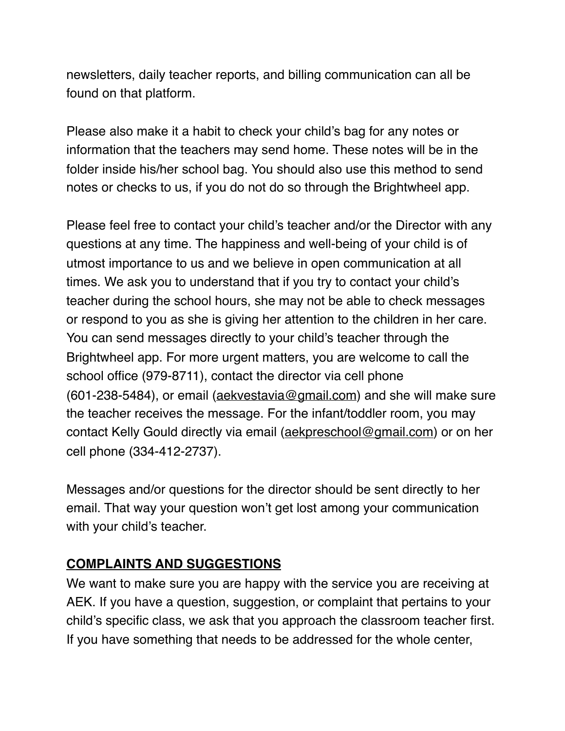newsletters, daily teacher reports, and billing communication can all be found on that platform.

Please also make it a habit to check your child's bag for any notes or information that the teachers may send home. These notes will be in the folder inside his/her school bag. You should also use this method to send notes or checks to us, if you do not do so through the Brightwheel app.

Please feel free to contact your child's teacher and/or the Director with any questions at any time. The happiness and well-being of your child is of utmost importance to us and we believe in open communication at all times. We ask you to understand that if you try to contact your child's teacher during the school hours, she may not be able to check messages or respond to you as she is giving her attention to the children in her care. You can send messages directly to your child's teacher through the Brightwheel app. For more urgent matters, you are welcome to call the school office (979-8711), contact the director via cell phone (601-238-5484), or email (aekvestavia@gmail.com) and she will make sure the teacher receives the message. For the infant/toddler room, you may contact Kelly Gould directly via email (aekpreschool@gmail.com) or on her cell phone (334-412-2737).

Messages and/or questions for the director should be sent directly to her email. That way your question won't get lost among your communication with your child's teacher.

## COMPLAINTS AND SUGGESTIONS

We want to make sure you are happy with the service you are receiving at AEK. If you have a question, suggestion, or complaint that pertains to your child's specific class, we ask that you approach the classroom teacher first. If you have something that needs to be addressed for the whole center,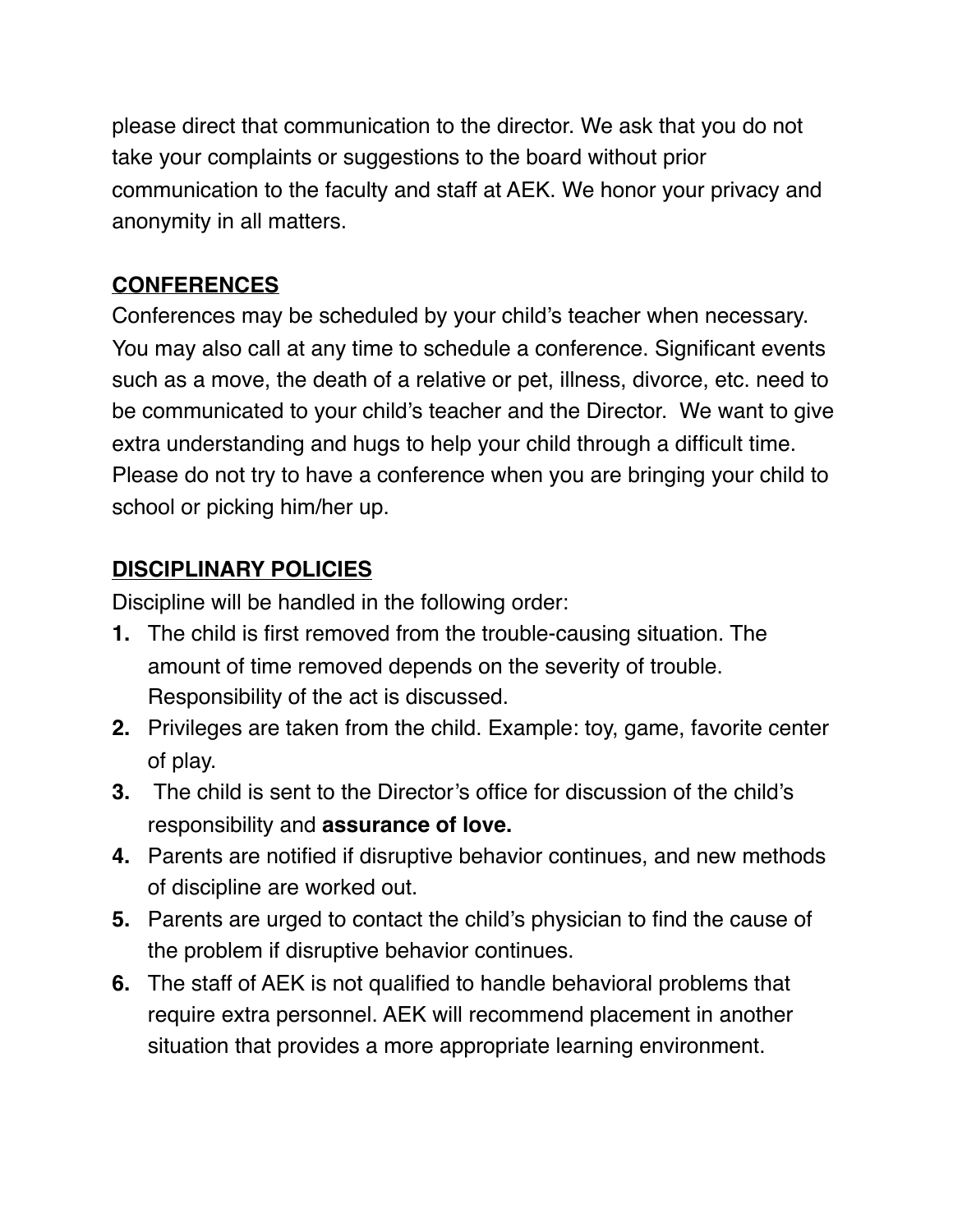please direct that communication to the director. We ask that you do not take your complaints or suggestions to the board without prior communication to the faculty and staff at AEK. We honor your privacy and anonymity in all matters.

## CONFERENCES

Conferences may be scheduled by your child's teacher when necessary. You may also call at any time to schedule a conference. Significant events such as a move, the death of a relative or pet, illness, divorce, etc. need to be communicated to your child's teacher and the Director. We want to give extra understanding and hugs to help your child through a difficult time. Please do not try to have a conference when you are bringing your child to school or picking him/her up.

## DISCIPLINARY POLICIES

Discipline will be handled in the following order:

1. The child is first removed from the trouble-causing situation. The amount of time removed depends on the severity of trouble. Responsibility of the act is discussed.
2. Privileges are taken from the child. Example: toy, game, favorite center of play.
3. The child is sent to the Director's office for discussion of the child's responsibility and **assurance of love.**
4. Parents are notified if disruptive behavior continues, and new methods of discipline are worked out.
5. Parents are urged to contact the child's physician to find the cause of the problem if disruptive behavior continues.
6. The staff of AEK is not qualified to handle behavioral problems that require extra personnel. AEK will recommend placement in another situation that provides a more appropriate learning environment.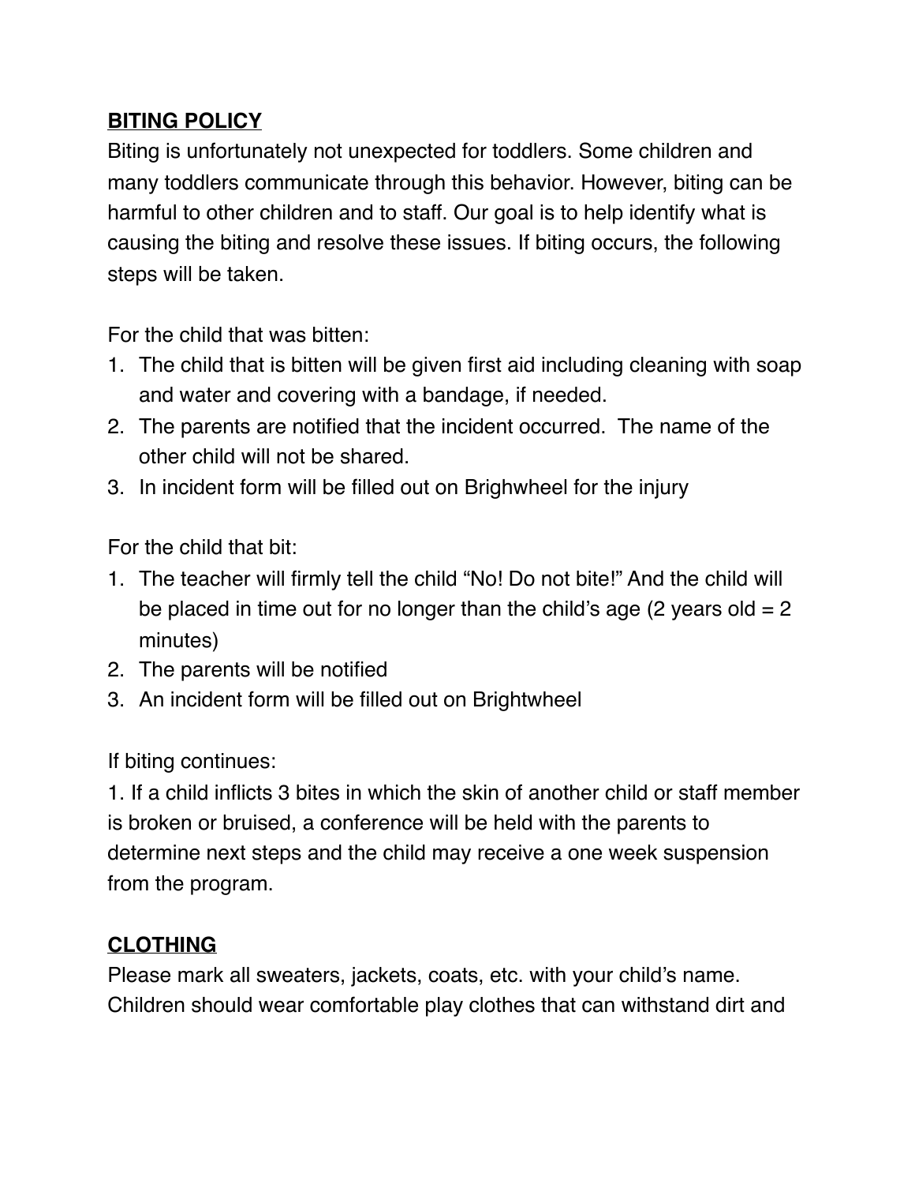## BITING POLICY

Biting is unfortunately not unexpected for toddlers. Some children and many toddlers communicate through this behavior. However, biting can be harmful to other children and to staff. Our goal is to help identify what is causing the biting and resolve these issues. If biting occurs, the following steps will be taken.

For the child that was bitten:

1. The child that is bitten will be given first aid including cleaning with soap and water and covering with a bandage, if needed.
2. The parents are notified that the incident occurred. The name of the other child will not be shared.
3. In incident form will be filled out on Brighwheel for the injury

For the child that bit:

1. The teacher will firmly tell the child "No! Do not bite!" And the child will be placed in time out for no longer than the child's age (2 years old = 2 minutes)
2. The parents will be notified
3. An incident form will be filled out on Brightwheel

If biting continues:

1. If a child inflicts 3 bites in which the skin of another child or staff member is broken or bruised, a conference will be held with the parents to determine next steps and the child may receive a one week suspension from the program.

## CLOTHING

Please mark all sweaters, jackets, coats, etc. with your child's name. Children should wear comfortable play clothes that can withstand dirt and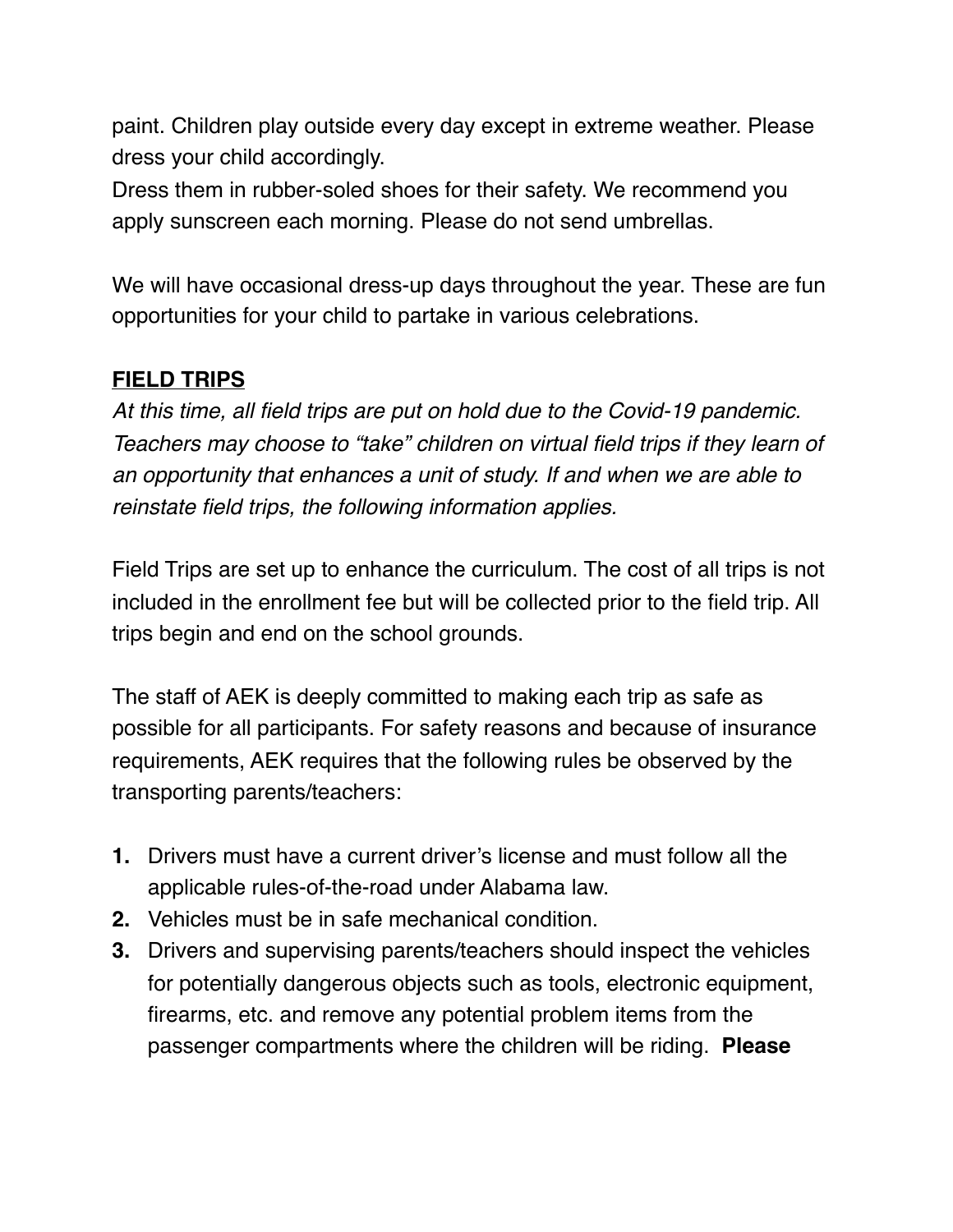paint. Children play outside every day except in extreme weather. Please dress your child accordingly.
Dress them in rubber-soled shoes for their safety. We recommend you apply sunscreen each morning. Please do not send umbrellas.

We will have occasional dress-up days throughout the year. These are fun opportunities for your child to partake in various celebrations.

## **FIELD TRIPS**

*At this time, all field trips are put on hold due to the Covid-19 pandemic. Teachers may choose to "take" children on virtual field trips if they learn of an opportunity that enhances a unit of study. If and when we are able to reinstate field trips, the following information applies.*

Field Trips are set up to enhance the curriculum. The cost of all trips is not included in the enrollment fee but will be collected prior to the field trip. All trips begin and end on the school grounds.

The staff of AEK is deeply committed to making each trip as safe as possible for all participants. For safety reasons and because of insurance requirements, AEK requires that the following rules be observed by the transporting parents/teachers:

1. Drivers must have a current driver's license and must follow all the applicable rules-of-the-road under Alabama law.
2. Vehicles must be in safe mechanical condition.
3. Drivers and supervising parents/teachers should inspect the vehicles for potentially dangerous objects such as tools, electronic equipment, firearms, etc. and remove any potential problem items from the passenger compartments where the children will be riding. **Please**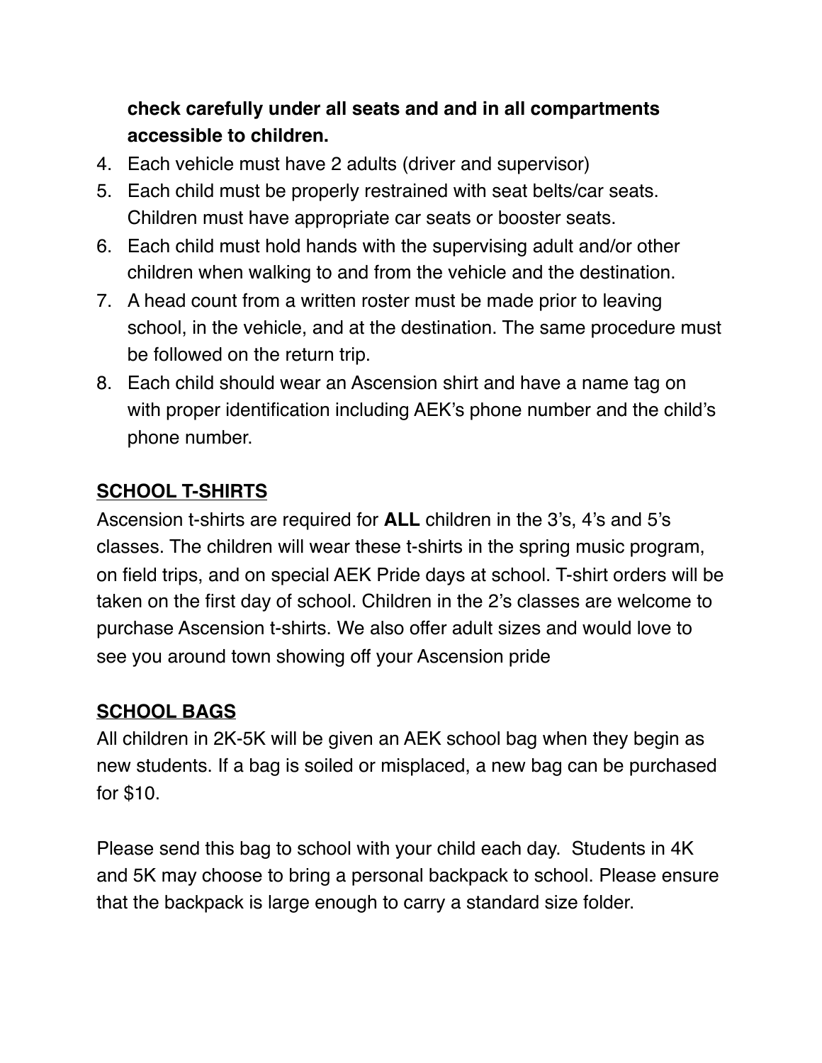**check carefully under all seats and and in all compartments accessible to children.**

4. Each vehicle must have 2 adults (driver and supervisor)
5. Each child must be properly restrained with seat belts/car seats. Children must have appropriate car seats or booster seats.
6. Each child must hold hands with the supervising adult and/or other children when walking to and from the vehicle and the destination.
7. A head count from a written roster must be made prior to leaving school, in the vehicle, and at the destination. The same procedure must be followed on the return trip.
8. Each child should wear an Ascension shirt and have a name tag on with proper identification including AEK's phone number and the child's phone number.

## SCHOOL T-SHIRTS

Ascension t-shirts are required for **ALL** children in the 3's, 4's and 5's classes. The children will wear these t-shirts in the spring music program, on field trips, and on special AEK Pride days at school. T-shirt orders will be taken on the first day of school. Children in the 2's classes are welcome to purchase Ascension t-shirts. We also offer adult sizes and would love to see you around town showing off your Ascension pride

## SCHOOL BAGS

All children in 2K-5K will be given an AEK school bag when they begin as new students. If a bag is soiled or misplaced, a new bag can be purchased for $10.

Please send this bag to school with your child each day. Students in 4K and 5K may choose to bring a personal backpack to school. Please ensure that the backpack is large enough to carry a standard size folder.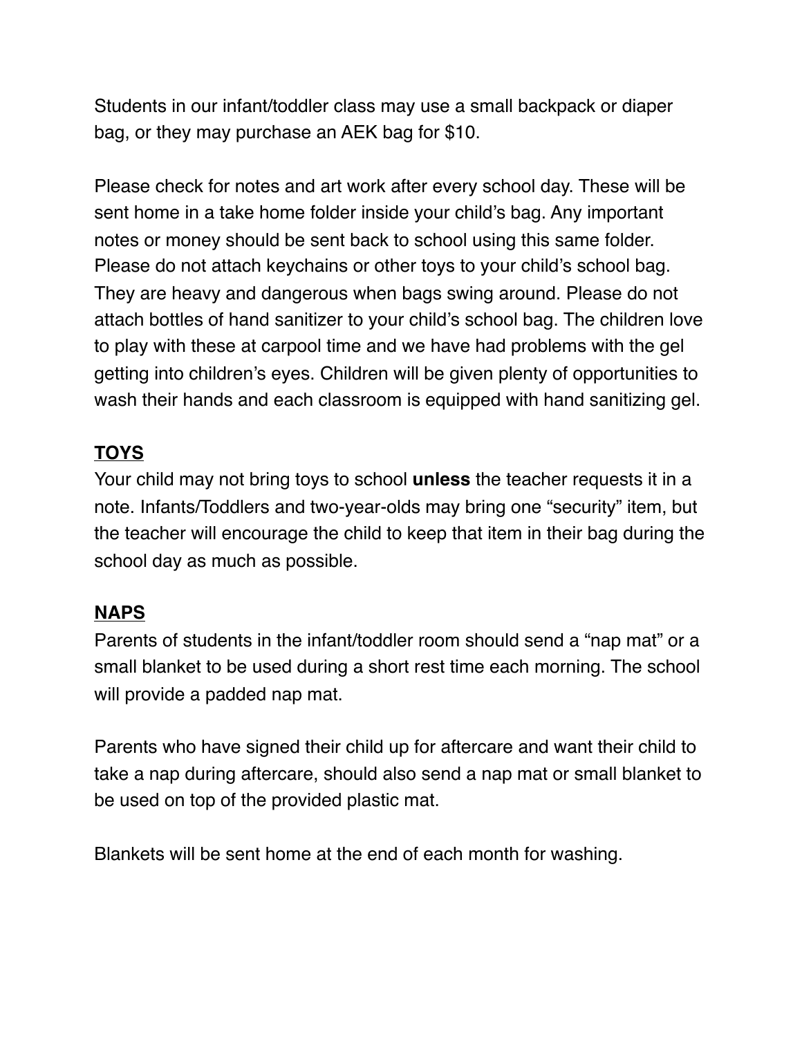Students in our infant/toddler class may use a small backpack or diaper bag, or they may purchase an AEK bag for $10.

Please check for notes and art work after every school day. These will be sent home in a take home folder inside your child's bag. Any important notes or money should be sent back to school using this same folder. Please do not attach keychains or other toys to your child's school bag. They are heavy and dangerous when bags swing around. Please do not attach bottles of hand sanitizer to your child's school bag. The children love to play with these at carpool time and we have had problems with the gel getting into children's eyes. Children will be given plenty of opportunities to wash their hands and each classroom is equipped with hand sanitizing gel.

## TOYS

Your child may not bring toys to school **unless** the teacher requests it in a note. Infants/Toddlers and two-year-olds may bring one "security" item, but the teacher will encourage the child to keep that item in their bag during the school day as much as possible.

## NAPS

Parents of students in the infant/toddler room should send a "nap mat" or a small blanket to be used during a short rest time each morning. The school will provide a padded nap mat.

Parents who have signed their child up for aftercare and want their child to take a nap during aftercare, should also send a nap mat or small blanket to be used on top of the provided plastic mat.

Blankets will be sent home at the end of each month for washing.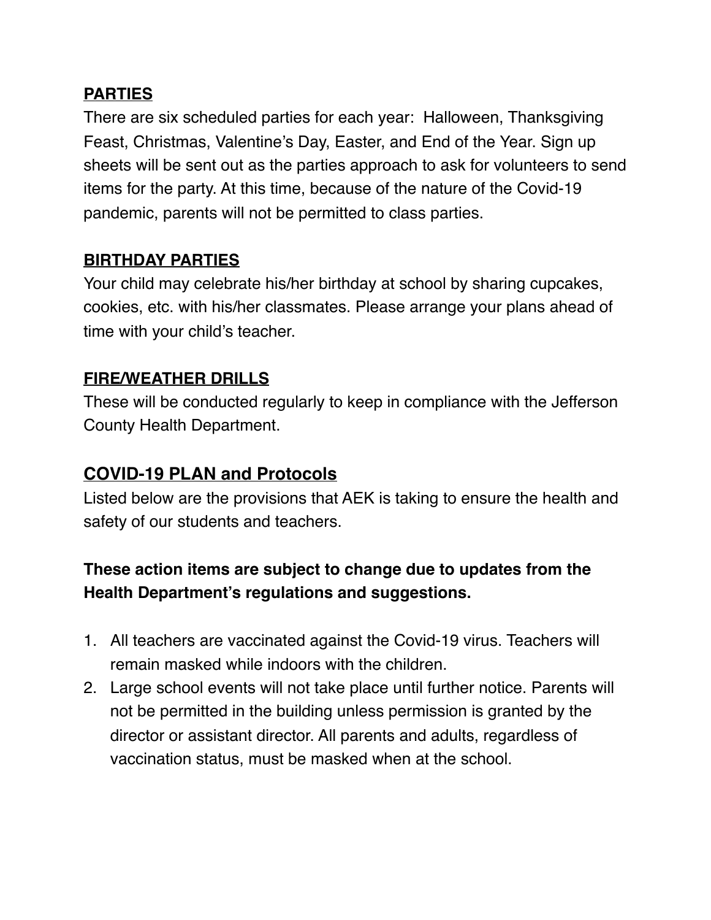## PARTIES

There are six scheduled parties for each year: Halloween, Thanksgiving Feast, Christmas, Valentine's Day, Easter, and End of the Year. Sign up sheets will be sent out as the parties approach to ask for volunteers to send items for the party. At this time, because of the nature of the Covid-19 pandemic, parents will not be permitted to class parties.

## BIRTHDAY PARTIES

Your child may celebrate his/her birthday at school by sharing cupcakes, cookies, etc. with his/her classmates. Please arrange your plans ahead of time with your child's teacher.

## FIRE/WEATHER DRILLS

These will be conducted regularly to keep in compliance with the Jefferson County Health Department.

## COVID-19 PLAN and Protocols

Listed below are the provisions that AEK is taking to ensure the health and safety of our students and teachers.

**These action items are subject to change due to updates from the Health Department's regulations and suggestions.**

1. All teachers are vaccinated against the Covid-19 virus. Teachers will remain masked while indoors with the children.
2. Large school events will not take place until further notice. Parents will not be permitted in the building unless permission is granted by the director or assistant director. All parents and adults, regardless of vaccination status, must be masked when at the school.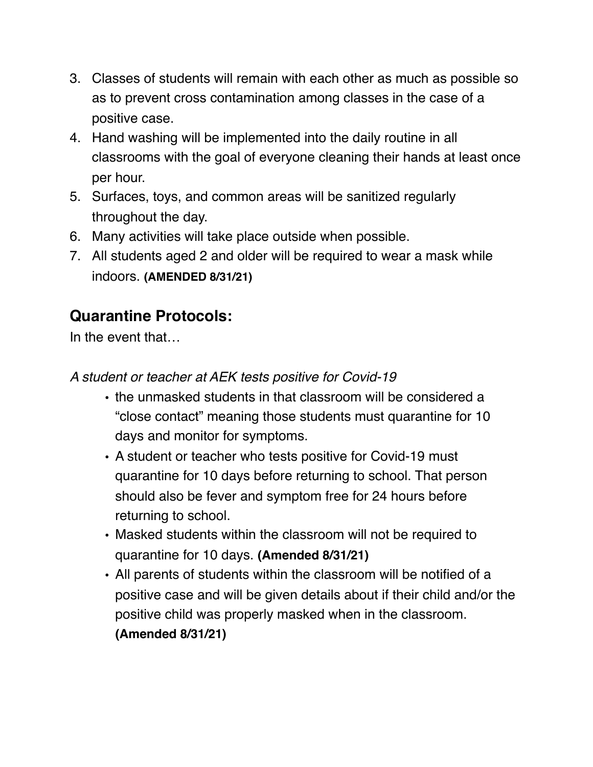3. Classes of students will remain with each other as much as possible so as to prevent cross contamination among classes in the case of a positive case.
4. Hand washing will be implemented into the daily routine in all classrooms with the goal of everyone cleaning their hands at least once per hour.
5. Surfaces, toys, and common areas will be sanitized regularly throughout the day.
6. Many activities will take place outside when possible.
7. All students aged 2 and older will be required to wear a mask while indoors. **(AMENDED 8/31/21)**

## Quarantine Protocols:

In the event that…

*A student or teacher at AEK tests positive for Covid-19*

- the unmasked students in that classroom will be considered a "close contact" meaning those students must quarantine for 10 days and monitor for symptoms.
- A student or teacher who tests positive for Covid-19 must quarantine for 10 days before returning to school. That person should also be fever and symptom free for 24 hours before returning to school.
- Masked students within the classroom will not be required to quarantine for 10 days. **(Amended 8/31/21)**
- All parents of students within the classroom will be notified of a positive case and will be given details about if their child and/or the positive child was properly masked when in the classroom. **(Amended 8/31/21)**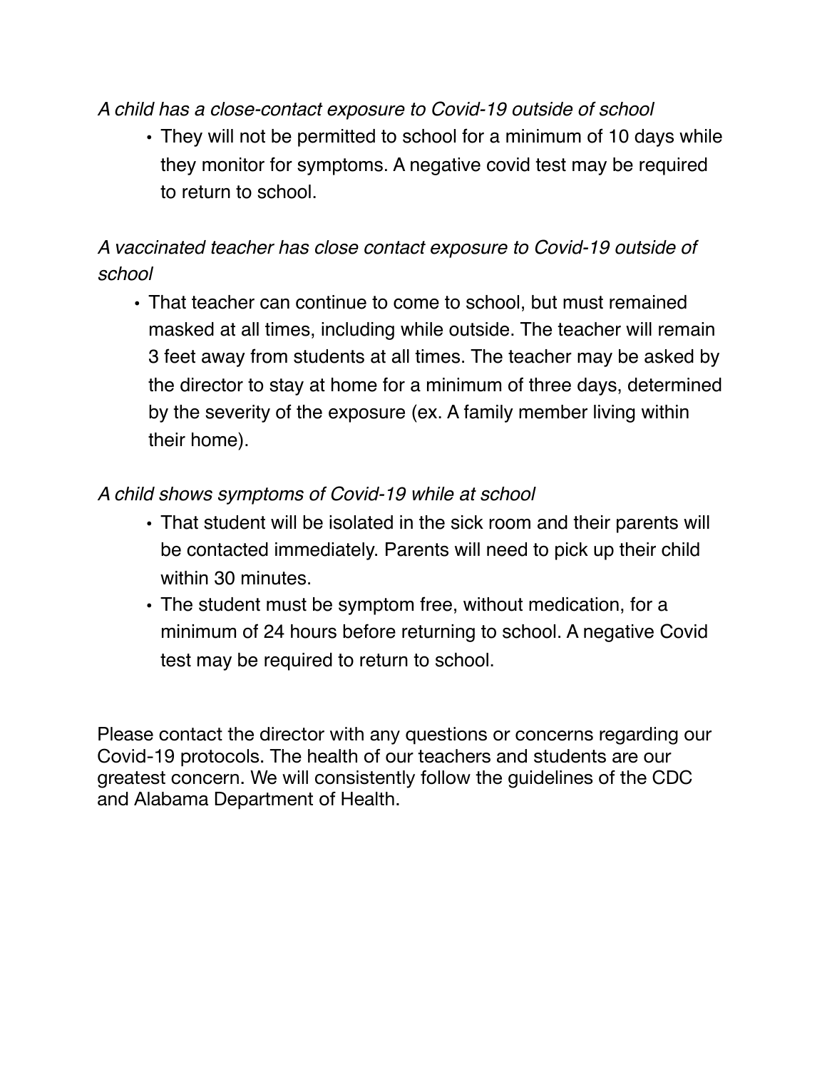*A child has a close-contact exposure to Covid-19 outside of school*

- They will not be permitted to school for a minimum of 10 days while they monitor for symptoms. A negative covid test may be required to return to school.

*A vaccinated teacher has close contact exposure to Covid-19 outside of school*

- That teacher can continue to come to school, but must remained masked at all times, including while outside. The teacher will remain 3 feet away from students at all times. The teacher may be asked by the director to stay at home for a minimum of three days, determined by the severity of the exposure (ex. A family member living within their home).

*A child shows symptoms of Covid-19 while at school*

- That student will be isolated in the sick room and their parents will be contacted immediately. Parents will need to pick up their child within 30 minutes.
- The student must be symptom free, without medication, for a minimum of 24 hours before returning to school. A negative Covid test may be required to return to school.

Please contact the director with any questions or concerns regarding our Covid-19 protocols. The health of our teachers and students are our greatest concern. We will consistently follow the guidelines of the CDC and Alabama Department of Health.